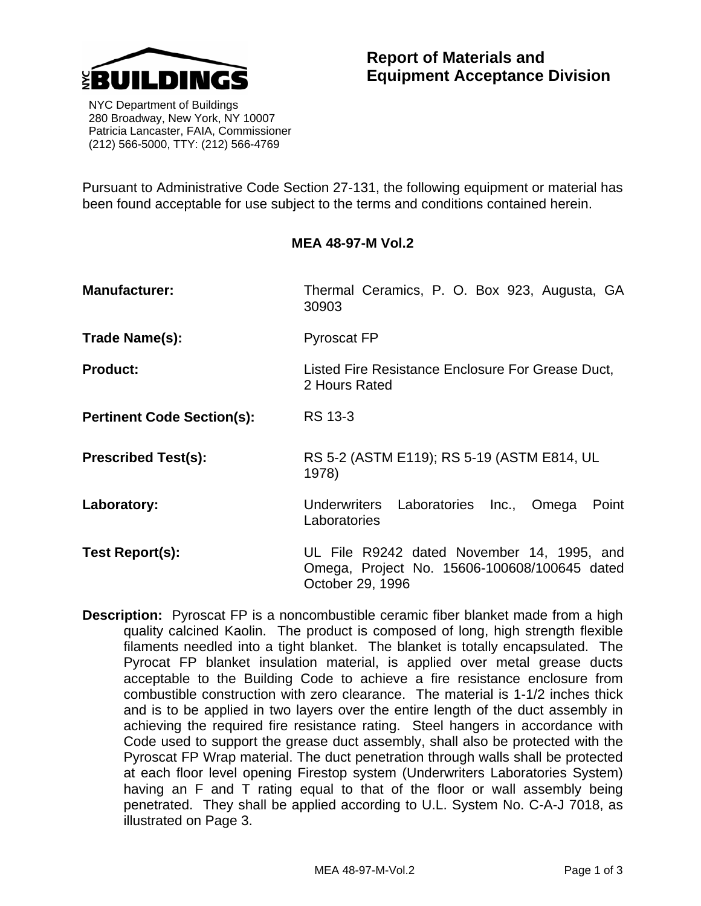NYC BUILDINGS

NYC Department of Buildings
280 Broadway, New York, NY 10007
Patricia Lancaster, FAIA, Commissioner
(212) 566-5000, TTY: (212) 566-4769

# Report of Materials and Equipment Acceptance Division

Pursuant to Administrative Code Section 27-131, the following equipment or material has been found acceptable for use subject to the terms and conditions contained herein.

## MEA 48-97-M Vol.2

**Manufacturer:** Thermal Ceramics, P. O. Box 923, Augusta, GA 30903

**Trade Name(s):** Pyroscat FP

**Product:** Listed Fire Resistance Enclosure For Grease Duct, 2 Hours Rated

**Pertinent Code Section(s):** RS 13-3

**Prescribed Test(s):** RS 5-2 (ASTM E119); RS 5-19 (ASTM E814, UL 1978)

**Laboratory:** Underwriters Laboratories Inc., Omega Point Laboratories

**Test Report(s):** UL File R9242 dated November 14, 1995, and Omega, Project No. 15606-100608/100645 dated October 29, 1996

**Description:** Pyroscat FP is a noncombustible ceramic fiber blanket made from a high quality calcined Kaolin. The product is composed of long, high strength flexible filaments needled into a tight blanket. The blanket is totally encapsulated. The Pyrocat FP blanket insulation material, is applied over metal grease ducts acceptable to the Building Code to achieve a fire resistance enclosure from combustible construction with zero clearance. The material is 1-1/2 inches thick and is to be applied in two layers over the entire length of the duct assembly in achieving the required fire resistance rating. Steel hangers in accordance with Code used to support the grease duct assembly, shall also be protected with the Pyroscat FP Wrap material. The duct penetration through walls shall be protected at each floor level opening Firestop system (Underwriters Laboratories System) having an F and T rating equal to that of the floor or wall assembly being penetrated. They shall be applied according to U.L. System No. C-A-J 7018, as illustrated on Page 3.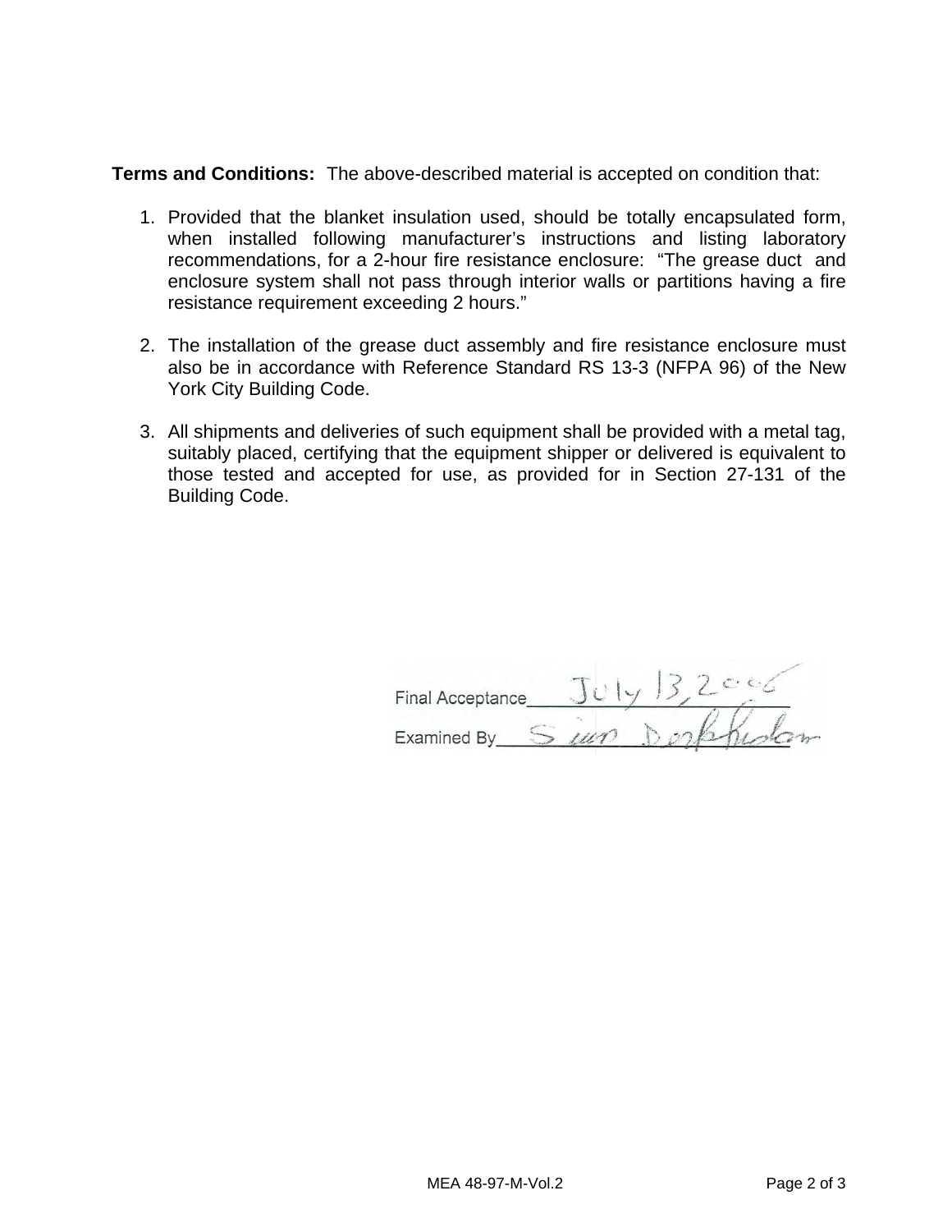**Terms and Conditions:** The above-described material is accepted on condition that:

1. Provided that the blanket insulation used, should be totally encapsulated form, when installed following manufacturer's instructions and listing laboratory recommendations, for a 2-hour fire resistance enclosure: "The grease duct and enclosure system shall not pass through interior walls or partitions having a fire resistance requirement exceeding 2 hours."

2. The installation of the grease duct assembly and fire resistance enclosure must also be in accordance with Reference Standard RS 13-3 (NFPA 96) of the New York City Building Code.

3. All shipments and deliveries of such equipment shall be provided with a metal tag, suitably placed, certifying that the equipment shipper or delivered is equivalent to those tested and accepted for use, as provided for in Section 27-131 of the Building Code.

Final Acceptance July 13, 2006

Examined By Simon Dorfhuber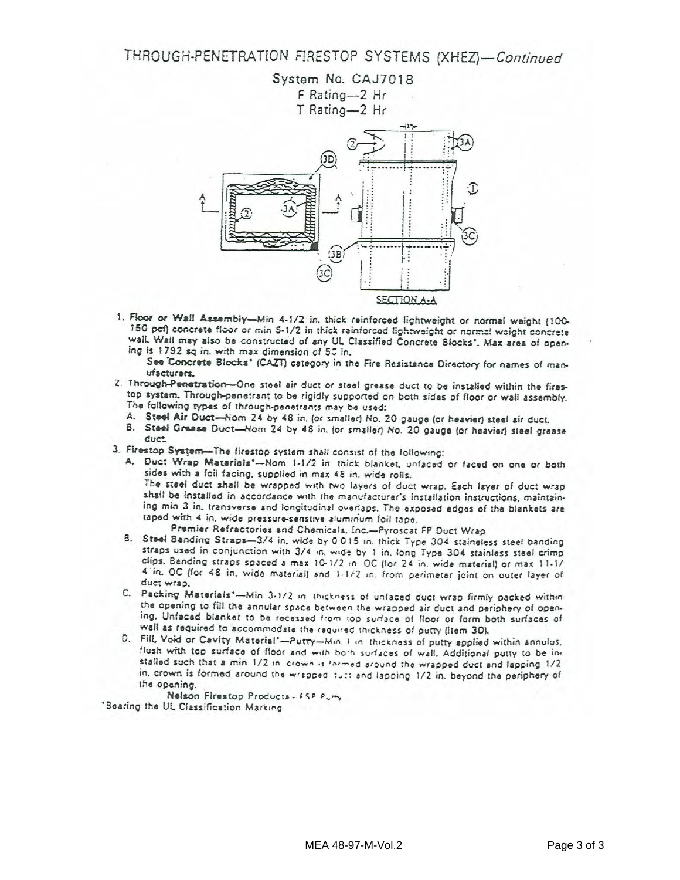# THROUGH-PENETRATION FIRESTOP SYSTEMS (XHEZ)—*Continued*

## System No. CAJ7018

F Rating—2 Hr

T Rating—2 Hr

SECTION A-A

1. **Floor or Wall Assembly**—Min 4-1/2 in. thick reinforced lightweight or normal weight (100-150 pcf) concrete floor or min 5-1/2 in thick reinforced lightweight or normal weight concrete wall. Wall may also be constructed of any UL Classified Concrete Blocks*. Max area of opening is 1792 sq in. with max dimension of 52 in.

   See Concrete Blocks* (CAZT) category in the Fire Resistance Directory for names of manufacturers.

2. **Through-Penetration**—One steel air duct or steel grease duct to be installed within the firestop system. Through-penetrant to be rigidly supported on both sides of floor or wall assembly. The following types of through-penetrants may be used:
   A. **Steel Air Duct**—Nom 24 by 48 in. (or smaller) No. 20 gauge (or heavier) steel air duct.
   B. **Steel Grease Duct**—Nom 24 by 48 in. (or smaller) No. 20 gauge (or heavier) steel grease duct.

3. **Firestop System**—The firestop system shall consist of the following:
   A. **Duct Wrap Materials***—Nom 1-1/2 in thick blanket, unfaced or faced on one or both sides with a foil facing, supplied in max 48 in. wide rolls.
   The steel duct shall be wrapped with two layers of duct wrap. Each layer of duct wrap shall be installed in accordance with the manufacturer's installation instructions, maintaining min 3 in. transverse and longitudinal overlaps. The exposed edges of the blankets are taped with 4 in. wide pressure-sensitive aluminum foil tape.
   Premier Refractories and Chemicals, Inc.—Pyroscat FP Duct Wrap
   B. **Steel Banding Straps**—3/4 in. wide by 0.015 in. thick Type 304 stainless steel banding straps used in conjunction with 3/4 in. wide by 1 in. long Type 304 stainless steel crimp clips. Banding straps spaced a max 10-1/2 in OC (for 24 in. wide material) or max 11-1/4 in. OC (for 48 in. wide material) and 1-1/2 in. from perimeter joint on outer layer of duct wrap.
   C. **Packing Materials***—Min 3-1/2 in thickness of unfaced duct wrap firmly packed within the opening to fill the annular space between the wrapped air duct and periphery of opening. Unfaced blanket to be recessed from top surface of floor or form both surfaces of wall as required to accommodate the required thickness of putty (Item 3D).
   D. **Fill, Void or Cavity Material***—Putty—Min 1 in thickness of putty applied within annulus, flush with top surface of floor and with both surfaces of wall. Additional putty to be installed such that a min 1/2 in crown is formed around the wrapped duct and lapping 1/2 in. crown is formed around the wrapped duct and lapping 1/2 in. beyond the periphery of the opening.
   Nelson Firestop Products—FSP Putty

*Bearing the UL Classification Marking

MEA 48-97-M-Vol.2